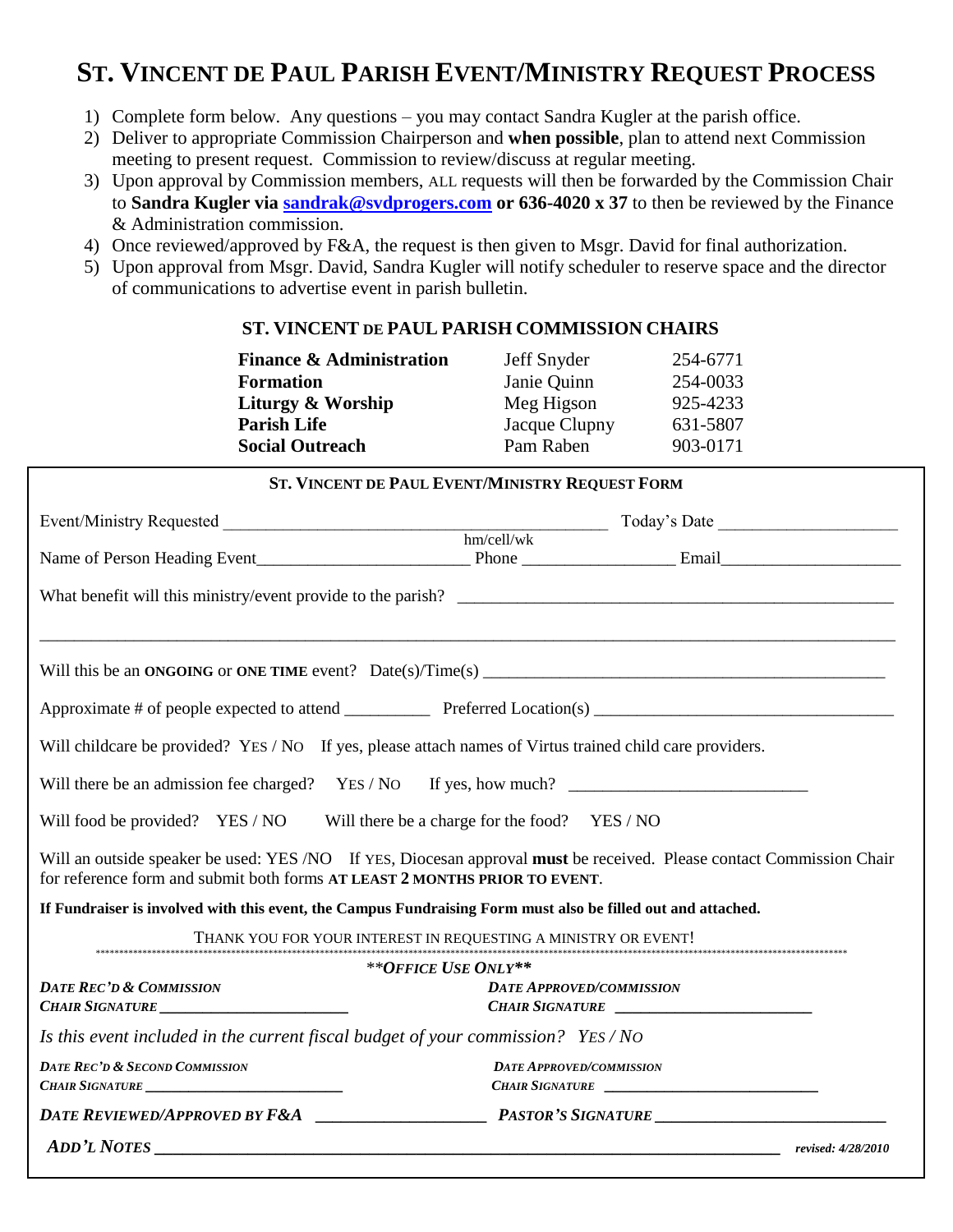# ST. VINCENT DE PAUL PARISH EVENT/MINISTRY REQUEST PROCESS

1) Complete form below. Any questions – you may contact Sandra Kugler at the parish office.
2) Deliver to appropriate Commission Chairperson and **when possible**, plan to attend next Commission meeting to present request. Commission to review/discuss at regular meeting.
3) Upon approval by Commission members, ALL requests will then be forwarded by the Commission Chair to **Sandra Kugler via sandrak@svdprogers.com or 636-4020 x 37** to then be reviewed by the Finance & Administration commission.
4) Once reviewed/approved by F&A, the request is then given to Msgr. David for final authorization.
5) Upon approval from Msgr. David, Sandra Kugler will notify scheduler to reserve space and the director of communications to advertise event in parish bulletin.

## ST. VINCENT DE PAUL PARISH COMMISSION CHAIRS

| | | |
|---|---|---|
| **Finance & Administration** | Jeff Snyder | 254-6771 |
| **Formation** | Janie Quinn | 254-0033 |
| **Liturgy & Worship** | Meg Higson | 925-4233 |
| **Parish Life** | Jacque Clupny | 631-5807 |
| **Social Outreach** | Pam Raben | 903-0171 |

### ST. VINCENT DE PAUL EVENT/MINISTRY REQUEST FORM

Event/Ministry Requested ____________________________________________ Today's Date ____________________

Name of Person Heading Event________________________ Phone (hm/cell/wk) _________________ Email____________________

What benefit will this ministry/event provide to the parish? ________________________________________________

______________________________________________________________________________________________

Will this be an **ONGOING** or **ONE TIME** event? Date(s)/Time(s) _____________________________________________

Approximate # of people expected to attend __________ Preferred Location(s) __________________________________

Will childcare be provided? YES / NO If yes, please attach names of Virtus trained child care providers.

Will there be an admission fee charged? YES / NO If yes, how much? ___________________________

Will food be provided? YES / NO Will there be a charge for the food? YES / NO

Will an outside speaker be used: YES /NO If YES, Diocesan approval **must** be received. Please contact Commission Chair for reference form and submit both forms **AT LEAST 2 MONTHS PRIOR TO EVENT**.

**If Fundraiser is involved with this event, the Campus Fundraising Form must also be filled out and attached.**

THANK YOU FOR YOUR INTEREST IN REQUESTING A MINISTRY OR EVENT!

***OFFICE USE ONLY***

***DATE REC'D & COMMISSION CHAIR SIGNATURE*** ______________________ ***DATE APPROVED/COMMISSION CHAIR SIGNATURE*** ______________________

*Is this event included in the current fiscal budget of your commission? YES / NO*

***DATE REC'D & SECOND COMMISSION CHAIR SIGNATURE*** ______________________ ***DATE APPROVED/COMMISSION CHAIR SIGNATURE*** ______________________

***DATE REVIEWED/APPROVED BY F&A*** ____________________ ***PASTOR'S SIGNATURE*** ___________________________

***ADD'L NOTES*** ________________________________________________________________________

*revised: 4/28/2010*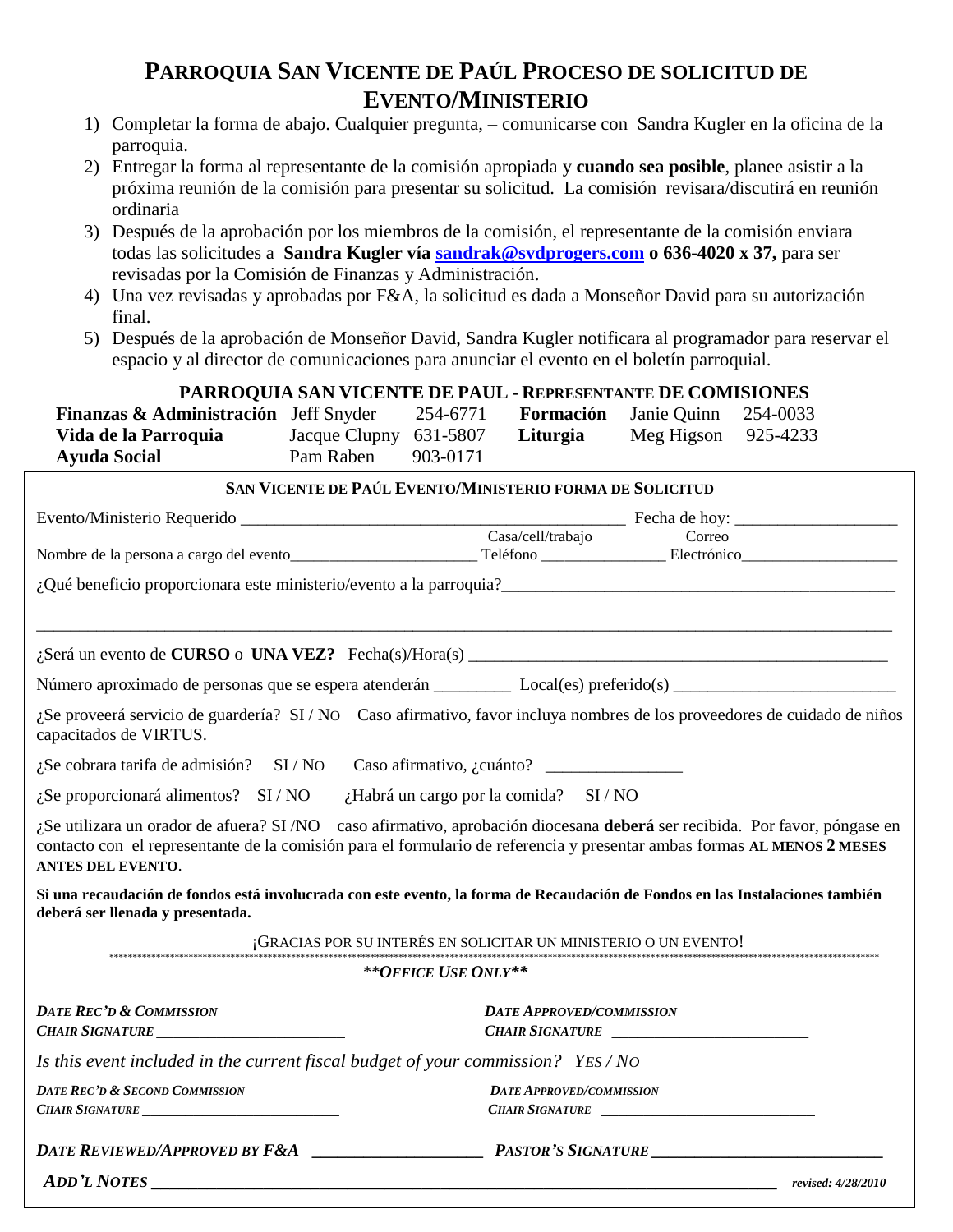# PARROQUIA SAN VICENTE DE PAÚL PROCESO DE SOLICITUD DE EVENTO/MINISTERIO

1) Completar la forma de abajo. Cualquier pregunta, – comunicarse con Sandra Kugler en la oficina de la parroquia.
2) Entregar la forma al representante de la comisión apropiada y **cuando sea posible**, planee asistir a la próxima reunión de la comisión para presentar su solicitud. La comisión revisara/discutirá en reunión ordinaria
3) Después de la aprobación por los miembros de la comisión, el representante de la comisión enviara todas las solicitudes a **Sandra Kugler vía [sandrak@svdprogers.com](mailto:sandrak@svdprogers.com) o 636-4020 x 37,** para ser revisadas por la Comisión de Finanzas y Administración.
4) Una vez revisadas y aprobadas por F&A, la solicitud es dada a Monseñor David para su autorización final.
5) Después de la aprobación de Monseñor David, Sandra Kugler notificara al programador para reservar el espacio y al director de comunicaciones para anunciar el evento en el boletín parroquial.

## PARROQUIA SAN VICENTE DE PAUL - REPRESENTANTE DE COMISIONES

| | | | | | |
|---|---|---|---|---|---|
| **Finanzas & Administración** | Jeff Snyder | 254-6771 | **Formación** | Janie Quinn | 254-0033 |
| **Vida de la Parroquia** | Jacque Clupny | 631-5807 | **Liturgia** | Meg Higson | 925-4233 |
| **Ayuda Social** | Pam Raben | 903-0171 | | | |

### SAN VICENTE DE PAÚL EVENTO/MINISTERIO FORMA DE SOLICITUD

Evento/Ministerio Requerido ____________________________________________ Fecha de hoy: __________________

Nombre de la persona a cargo del evento_______________________ Teléfono (Casa/cell/trabajo) _______________ Correo Electrónico___________________

¿Qué beneficio proporcionara este ministerio/evento a la parroquia?_______________________________________________

_____________________________________________________________________________________________

¿Será un evento de **CURSO** o **UNA VEZ?** Fecha(s)/Hora(s) __________________________________________________

Número aproximado de personas que se espera atenderán _________ Local(es) preferido(s) _________________________

¿Se proveerá servicio de guardería? SI / NO Caso afirmativo, favor incluya nombres de los proveedores de cuidado de niños capacitados de VIRTUS.

¿Se cobrara tarifa de admisión? SI / NO Caso afirmativo, ¿cuánto? ________________

¿Se proporcionará alimentos? SI / NO ¿Habrá un cargo por la comida? SI / NO

¿Se utilizara un orador de afuera? SI /NO caso afirmativo, aprobación diocesana **deberá** ser recibida. Por favor, póngase en contacto con el representante de la comisión para el formulario de referencia y presentar ambas formas **AL MENOS 2 MESES ANTES DEL EVENTO**.

**Si una recaudación de fondos está involucrada con este evento, la forma de Recaudación de Fondos en las Instalaciones también deberá ser llenada y presentada.**

¡GRACIAS POR SU INTERÉS EN SOLICITAR UN MINISTERIO O UN EVENTO!

***OFFICE USE ONLY***

***DATE REC'D & COMMISSION CHAIR SIGNATURE*** ______________________ ***DATE APPROVED/COMMISSION CHAIR SIGNATURE*** ______________________

*Is this event included in the current fiscal budget of your commission? YES / NO*

***DATE REC'D & SECOND COMMISSION CHAIR SIGNATURE*** ______________________ ***DATE APPROVED/COMMISSION CHAIR SIGNATURE*** ______________________

***DATE REVIEWED/APPROVED BY F&A*** ___________________ ***PASTOR'S SIGNATURE*** __________________________

***ADD'L NOTES*** _______________________________________________________________________

*revised: 4/28/2010*